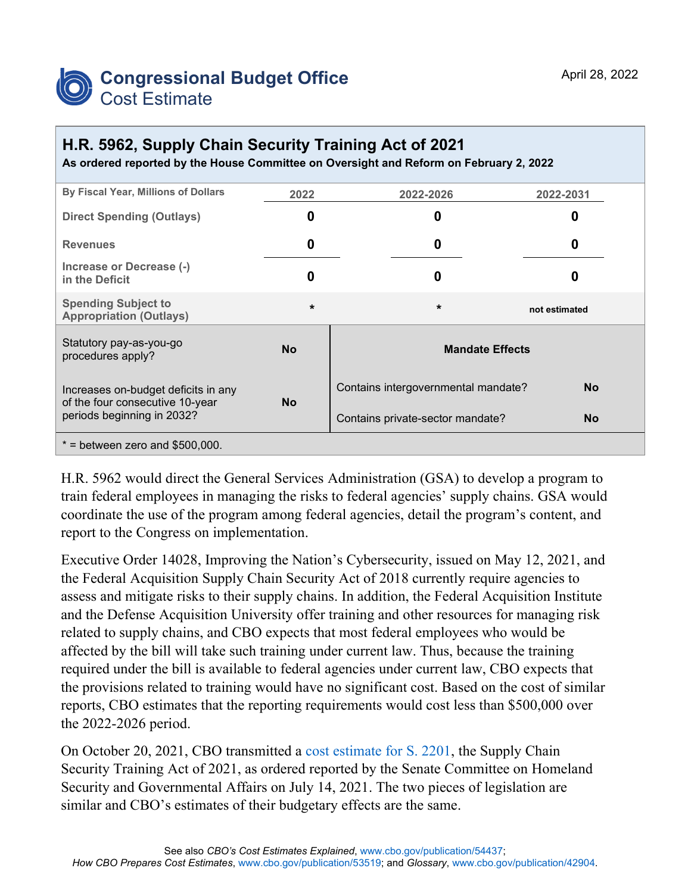**Congressional Budget Office**
Cost Estimate

April 28, 2022

# H.R. 5962, Supply Chain Security Training Act of 2021

**As ordered reported by the House Committee on Oversight and Reform on February 2, 2022**

| By Fiscal Year, Millions of Dollars | 2022 | 2022-2026 | 2022-2031 |
|---|---|---|---|
| Direct Spending (Outlays) | 0 | 0 | 0 |
| Revenues | 0 | 0 | 0 |
| Increase or Decrease (-) in the Deficit | 0 | 0 | 0 |
| Spending Subject to Appropriation (Outlays) | * | * | not estimated |

| | | Mandate Effects | |
|---|---|---|---|
| Statutory pay-as-you-go procedures apply? | No | Contains intergovernmental mandate? | No |
| Increases on-budget deficits in any of the four consecutive 10-year periods beginning in 2032? | No | Contains private-sector mandate? | No |

* = between zero and $500,000.

H.R. 5962 would direct the General Services Administration (GSA) to develop a program to train federal employees in managing the risks to federal agencies' supply chains. GSA would coordinate the use of the program among federal agencies, detail the program's content, and report to the Congress on implementation.

Executive Order 14028, Improving the Nation's Cybersecurity, issued on May 12, 2021, and the Federal Acquisition Supply Chain Security Act of 2018 currently require agencies to assess and mitigate risks to their supply chains. In addition, the Federal Acquisition Institute and the Defense Acquisition University offer training and other resources for managing risk related to supply chains, and CBO expects that most federal employees who would be affected by the bill will take such training under current law. Thus, because the training required under the bill is available to federal agencies under current law, CBO expects that the provisions related to training would have no significant cost. Based on the cost of similar reports, CBO estimates that the reporting requirements would cost less than $500,000 over the 2022-2026 period.

On October 20, 2021, CBO transmitted a cost estimate for S. 2201, the Supply Chain Security Training Act of 2021, as ordered reported by the Senate Committee on Homeland Security and Governmental Affairs on July 14, 2021. The two pieces of legislation are similar and CBO's estimates of their budgetary effects are the same.

See also *CBO's Cost Estimates Explained*, www.cbo.gov/publication/54437;
*How CBO Prepares Cost Estimates*, www.cbo.gov/publication/53519; and *Glossary*, www.cbo.gov/publication/42904.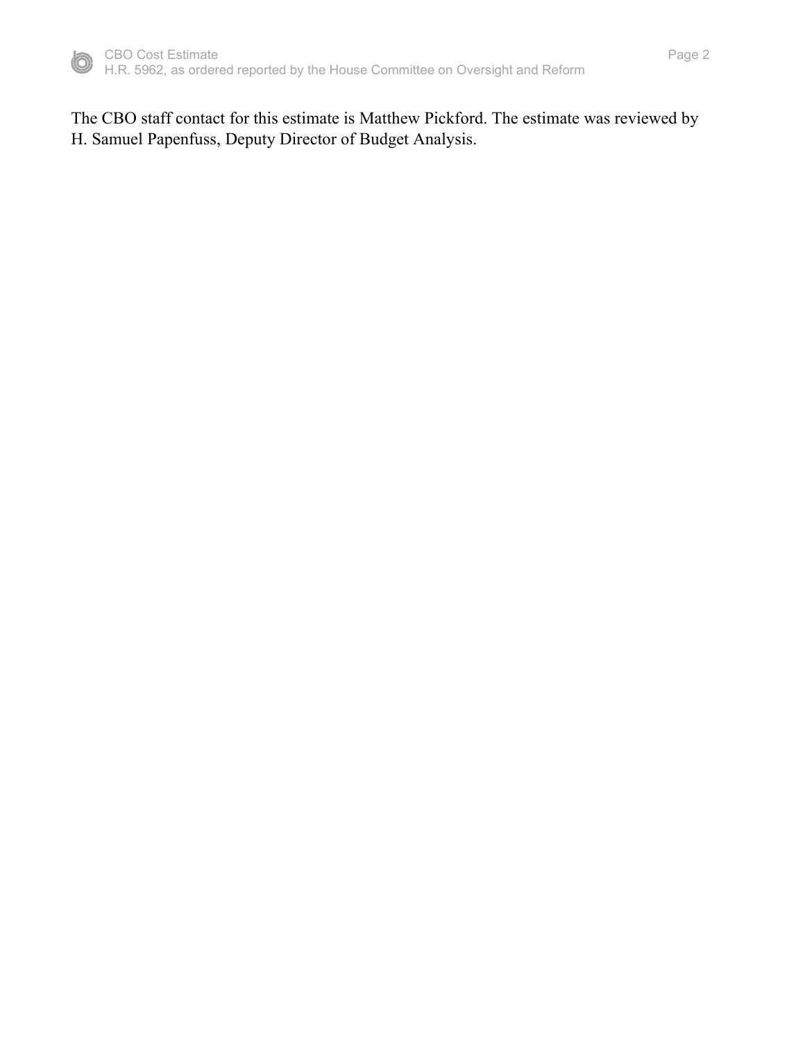The CBO staff contact for this estimate is Matthew Pickford. The estimate was reviewed by H. Samuel Papenfuss, Deputy Director of Budget Analysis.